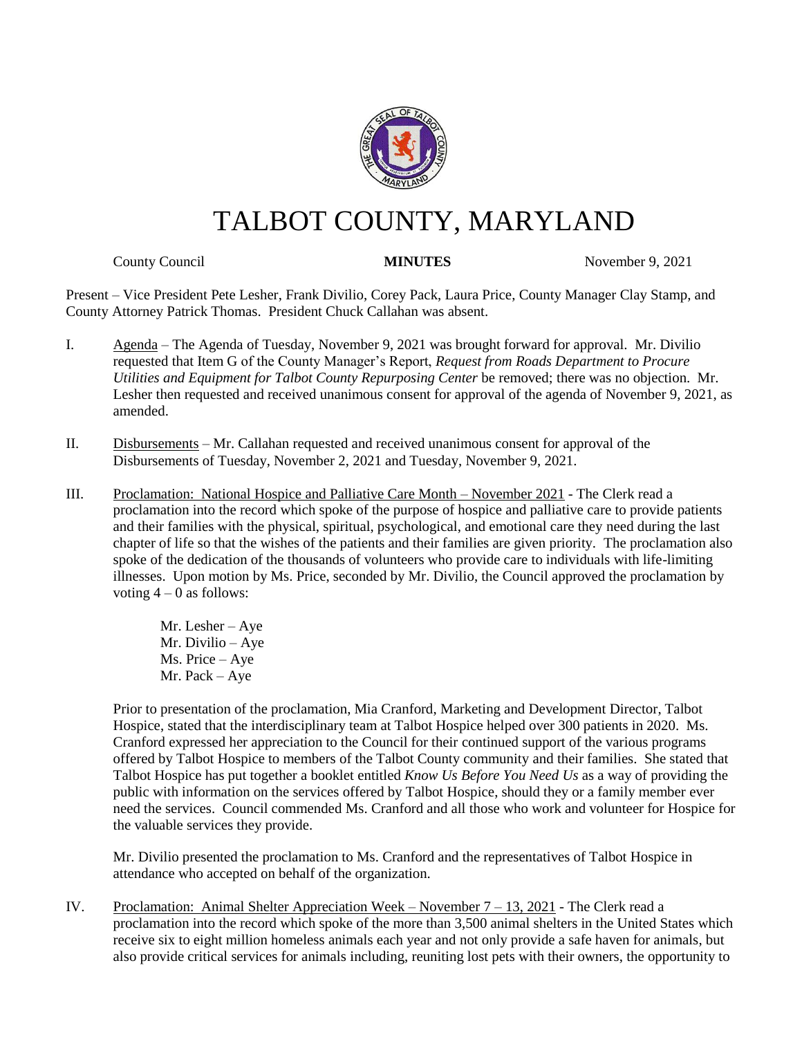# TALBOT COUNTY, MARYLAND

County Council **MINUTES** November 9, 2021

Present – Vice President Pete Lesher, Frank Divilio, Corey Pack, Laura Price, County Manager Clay Stamp, and County Attorney Patrick Thomas. President Chuck Callahan was absent.

I. Agenda – The Agenda of Tuesday, November 9, 2021 was brought forward for approval. Mr. Divilio requested that Item G of the County Manager's Report, *Request from Roads Department to Procure Utilities and Equipment for Talbot County Repurposing Center* be removed; there was no objection. Mr. Lesher then requested and received unanimous consent for approval of the agenda of November 9, 2021, as amended.

II. Disbursements – Mr. Callahan requested and received unanimous consent for approval of the Disbursements of Tuesday, November 2, 2021 and Tuesday, November 9, 2021.

III. Proclamation: National Hospice and Palliative Care Month – November 2021 - The Clerk read a proclamation into the record which spoke of the purpose of hospice and palliative care to provide patients and their families with the physical, spiritual, psychological, and emotional care they need during the last chapter of life so that the wishes of the patients and their families are given priority. The proclamation also spoke of the dedication of the thousands of volunteers who provide care to individuals with life-limiting illnesses. Upon motion by Ms. Price, seconded by Mr. Divilio, the Council approved the proclamation by voting 4 – 0 as follows:

Mr. Lesher – Aye
Mr. Divilio – Aye
Ms. Price – Aye
Mr. Pack – Aye

Prior to presentation of the proclamation, Mia Cranford, Marketing and Development Director, Talbot Hospice, stated that the interdisciplinary team at Talbot Hospice helped over 300 patients in 2020. Ms. Cranford expressed her appreciation to the Council for their continued support of the various programs offered by Talbot Hospice to members of the Talbot County community and their families. She stated that Talbot Hospice has put together a booklet entitled *Know Us Before You Need Us* as a way of providing the public with information on the services offered by Talbot Hospice, should they or a family member ever need the services. Council commended Ms. Cranford and all those who work and volunteer for Hospice for the valuable services they provide.

Mr. Divilio presented the proclamation to Ms. Cranford and the representatives of Talbot Hospice in attendance who accepted on behalf of the organization.

IV. Proclamation: Animal Shelter Appreciation Week – November 7 – 13, 2021 - The Clerk read a proclamation into the record which spoke of the more than 3,500 animal shelters in the United States which receive six to eight million homeless animals each year and not only provide a safe haven for animals, but also provide critical services for animals including, reuniting lost pets with their owners, the opportunity to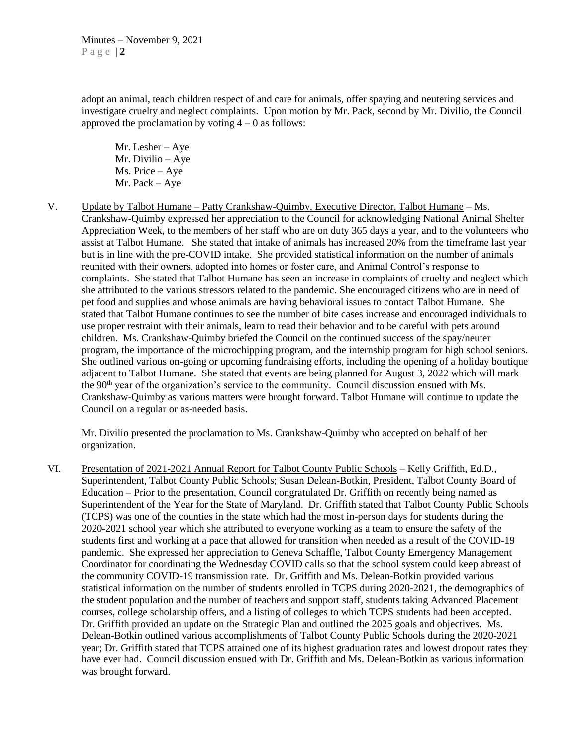adopt an animal, teach children respect of and care for animals, offer spaying and neutering services and investigate cruelty and neglect complaints. Upon motion by Mr. Pack, second by Mr. Divilio, the Council approved the proclamation by voting 4 – 0 as follows:

Mr. Lesher – Aye
Mr. Divilio – Aye
Ms. Price – Aye
Mr. Pack – Aye

V. Update by Talbot Humane – Patty Crankshaw-Quimby, Executive Director, Talbot Humane – Ms. Crankshaw-Quimby expressed her appreciation to the Council for acknowledging National Animal Shelter Appreciation Week, to the members of her staff who are on duty 365 days a year, and to the volunteers who assist at Talbot Humane. She stated that intake of animals has increased 20% from the timeframe last year but is in line with the pre-COVID intake. She provided statistical information on the number of animals reunited with their owners, adopted into homes or foster care, and Animal Control's response to complaints. She stated that Talbot Humane has seen an increase in complaints of cruelty and neglect which she attributed to the various stressors related to the pandemic. She encouraged citizens who are in need of pet food and supplies and whose animals are having behavioral issues to contact Talbot Humane. She stated that Talbot Humane continues to see the number of bite cases increase and encouraged individuals to use proper restraint with their animals, learn to read their behavior and to be careful with pets around children. Ms. Crankshaw-Quimby briefed the Council on the continued success of the spay/neuter program, the importance of the microchipping program, and the internship program for high school seniors. She outlined various on-going or upcoming fundraising efforts, including the opening of a holiday boutique adjacent to Talbot Humane. She stated that events are being planned for August 3, 2022 which will mark the 90th year of the organization's service to the community. Council discussion ensued with Ms. Crankshaw-Quimby as various matters were brought forward. Talbot Humane will continue to update the Council on a regular or as-needed basis.

Mr. Divilio presented the proclamation to Ms. Crankshaw-Quimby who accepted on behalf of her organization.

VI. Presentation of 2021-2021 Annual Report for Talbot County Public Schools – Kelly Griffith, Ed.D., Superintendent, Talbot County Public Schools; Susan Delean-Botkin, President, Talbot County Board of Education – Prior to the presentation, Council congratulated Dr. Griffith on recently being named as Superintendent of the Year for the State of Maryland. Dr. Griffith stated that Talbot County Public Schools (TCPS) was one of the counties in the state which had the most in-person days for students during the 2020-2021 school year which she attributed to everyone working as a team to ensure the safety of the students first and working at a pace that allowed for transition when needed as a result of the COVID-19 pandemic. She expressed her appreciation to Geneva Schaffle, Talbot County Emergency Management Coordinator for coordinating the Wednesday COVID calls so that the school system could keep abreast of the community COVID-19 transmission rate. Dr. Griffith and Ms. Delean-Botkin provided various statistical information on the number of students enrolled in TCPS during 2020-2021, the demographics of the student population and the number of teachers and support staff, students taking Advanced Placement courses, college scholarship offers, and a listing of colleges to which TCPS students had been accepted. Dr. Griffith provided an update on the Strategic Plan and outlined the 2025 goals and objectives. Ms. Delean-Botkin outlined various accomplishments of Talbot County Public Schools during the 2020-2021 year; Dr. Griffith stated that TCPS attained one of its highest graduation rates and lowest dropout rates they have ever had. Council discussion ensued with Dr. Griffith and Ms. Delean-Botkin as various information was brought forward.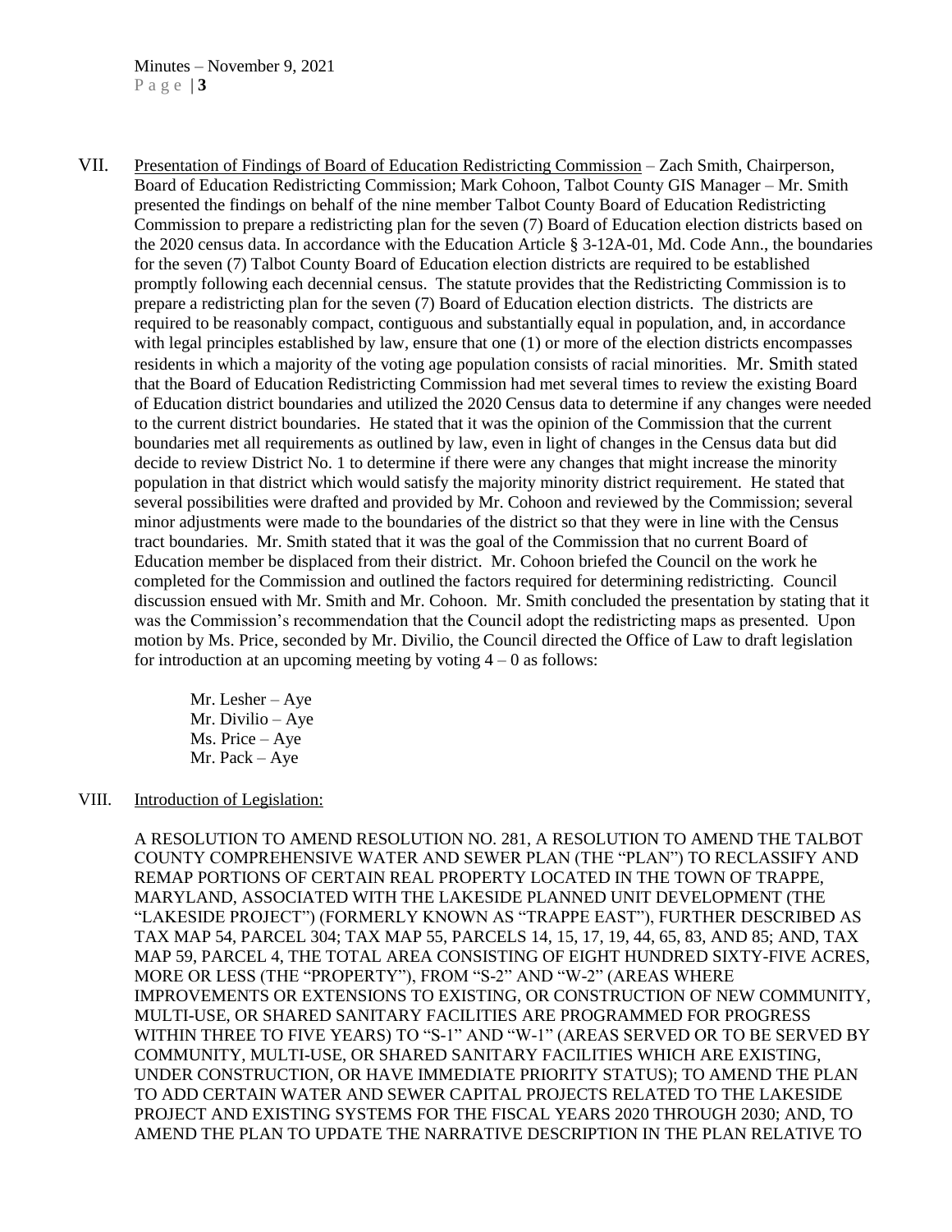VII. Presentation of Findings of Board of Education Redistricting Commission – Zach Smith, Chairperson, Board of Education Redistricting Commission; Mark Cohoon, Talbot County GIS Manager – Mr. Smith presented the findings on behalf of the nine member Talbot County Board of Education Redistricting Commission to prepare a redistricting plan for the seven (7) Board of Education election districts based on the 2020 census data. In accordance with the Education Article § 3-12A-01, Md. Code Ann., the boundaries for the seven (7) Talbot County Board of Education election districts are required to be established promptly following each decennial census. The statute provides that the Redistricting Commission is to prepare a redistricting plan for the seven (7) Board of Education election districts. The districts are required to be reasonably compact, contiguous and substantially equal in population, and, in accordance with legal principles established by law, ensure that one (1) or more of the election districts encompasses residents in which a majority of the voting age population consists of racial minorities. Mr. Smith stated that the Board of Education Redistricting Commission had met several times to review the existing Board of Education district boundaries and utilized the 2020 Census data to determine if any changes were needed to the current district boundaries. He stated that it was the opinion of the Commission that the current boundaries met all requirements as outlined by law, even in light of changes in the Census data but did decide to review District No. 1 to determine if there were any changes that might increase the minority population in that district which would satisfy the majority minority district requirement. He stated that several possibilities were drafted and provided by Mr. Cohoon and reviewed by the Commission; several minor adjustments were made to the boundaries of the district so that they were in line with the Census tract boundaries. Mr. Smith stated that it was the goal of the Commission that no current Board of Education member be displaced from their district. Mr. Cohoon briefed the Council on the work he completed for the Commission and outlined the factors required for determining redistricting. Council discussion ensued with Mr. Smith and Mr. Cohoon. Mr. Smith concluded the presentation by stating that it was the Commission's recommendation that the Council adopt the redistricting maps as presented. Upon motion by Ms. Price, seconded by Mr. Divilio, the Council directed the Office of Law to draft legislation for introduction at an upcoming meeting by voting 4 – 0 as follows:

Mr. Lesher – Aye
Mr. Divilio – Aye
Ms. Price – Aye
Mr. Pack – Aye

VIII. Introduction of Legislation:

A RESOLUTION TO AMEND RESOLUTION NO. 281, A RESOLUTION TO AMEND THE TALBOT COUNTY COMPREHENSIVE WATER AND SEWER PLAN (THE "PLAN") TO RECLASSIFY AND REMAP PORTIONS OF CERTAIN REAL PROPERTY LOCATED IN THE TOWN OF TRAPPE, MARYLAND, ASSOCIATED WITH THE LAKESIDE PLANNED UNIT DEVELOPMENT (THE "LAKESIDE PROJECT") (FORMERLY KNOWN AS "TRAPPE EAST"), FURTHER DESCRIBED AS TAX MAP 54, PARCEL 304; TAX MAP 55, PARCELS 14, 15, 17, 19, 44, 65, 83, AND 85; AND, TAX MAP 59, PARCEL 4, THE TOTAL AREA CONSISTING OF EIGHT HUNDRED SIXTY-FIVE ACRES, MORE OR LESS (THE "PROPERTY"), FROM "S-2" AND "W-2" (AREAS WHERE IMPROVEMENTS OR EXTENSIONS TO EXISTING, OR CONSTRUCTION OF NEW COMMUNITY, MULTI-USE, OR SHARED SANITARY FACILITIES ARE PROGRAMMED FOR PROGRESS WITHIN THREE TO FIVE YEARS) TO "S-1" AND "W-1" (AREAS SERVED OR TO BE SERVED BY COMMUNITY, MULTI-USE, OR SHARED SANITARY FACILITIES WHICH ARE EXISTING, UNDER CONSTRUCTION, OR HAVE IMMEDIATE PRIORITY STATUS); TO AMEND THE PLAN TO ADD CERTAIN WATER AND SEWER CAPITAL PROJECTS RELATED TO THE LAKESIDE PROJECT AND EXISTING SYSTEMS FOR THE FISCAL YEARS 2020 THROUGH 2030; AND, TO AMEND THE PLAN TO UPDATE THE NARRATIVE DESCRIPTION IN THE PLAN RELATIVE TO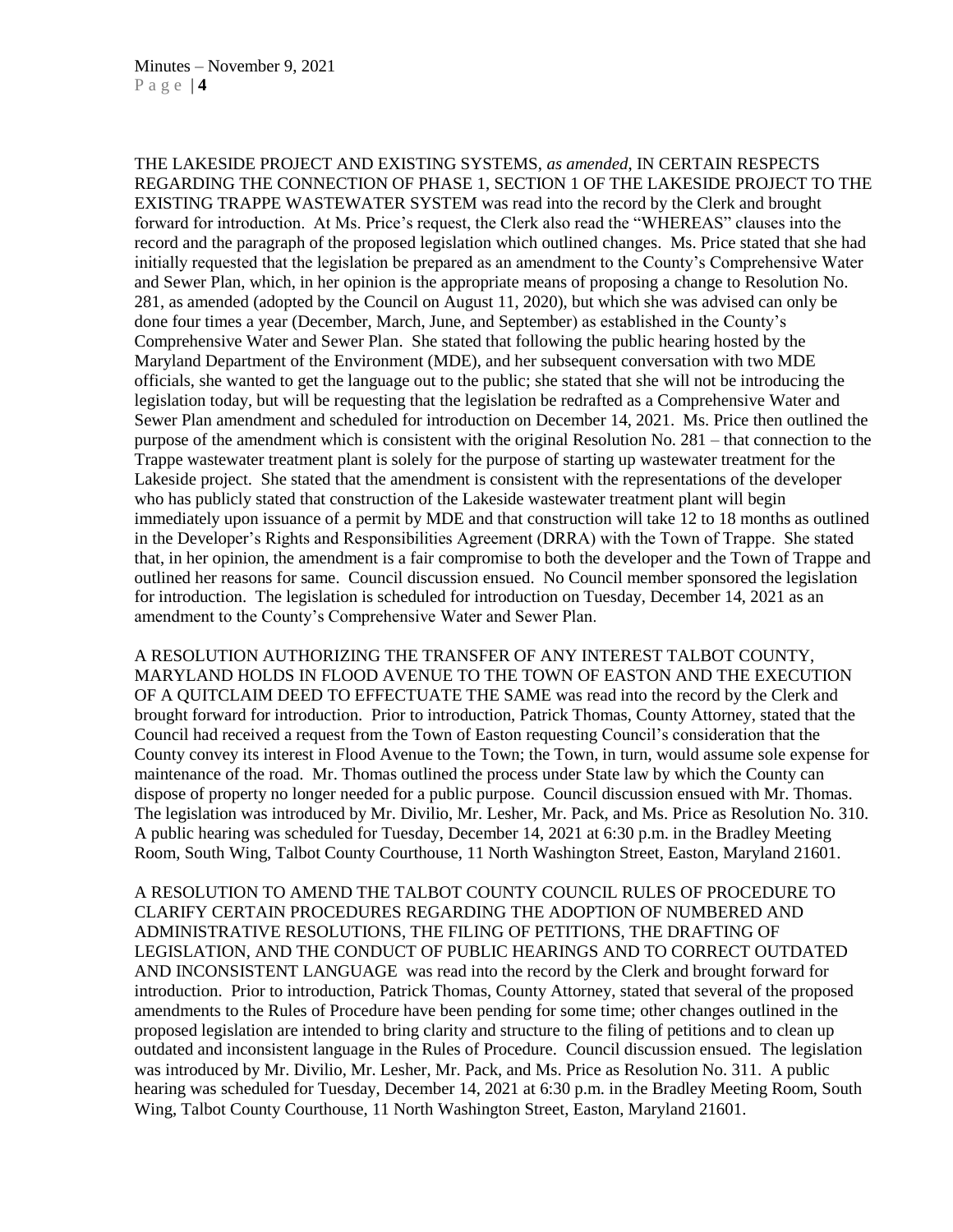THE LAKESIDE PROJECT AND EXISTING SYSTEMS, *as amended*, IN CERTAIN RESPECTS REGARDING THE CONNECTION OF PHASE 1, SECTION 1 OF THE LAKESIDE PROJECT TO THE EXISTING TRAPPE WASTEWATER SYSTEM was read into the record by the Clerk and brought forward for introduction. At Ms. Price's request, the Clerk also read the "WHEREAS" clauses into the record and the paragraph of the proposed legislation which outlined changes. Ms. Price stated that she had initially requested that the legislation be prepared as an amendment to the County's Comprehensive Water and Sewer Plan, which, in her opinion is the appropriate means of proposing a change to Resolution No. 281, as amended (adopted by the Council on August 11, 2020), but which she was advised can only be done four times a year (December, March, June, and September) as established in the County's Comprehensive Water and Sewer Plan. She stated that following the public hearing hosted by the Maryland Department of the Environment (MDE), and her subsequent conversation with two MDE officials, she wanted to get the language out to the public; she stated that she will not be introducing the legislation today, but will be requesting that the legislation be redrafted as a Comprehensive Water and Sewer Plan amendment and scheduled for introduction on December 14, 2021. Ms. Price then outlined the purpose of the amendment which is consistent with the original Resolution No. 281 – that connection to the Trappe wastewater treatment plant is solely for the purpose of starting up wastewater treatment for the Lakeside project. She stated that the amendment is consistent with the representations of the developer who has publicly stated that construction of the Lakeside wastewater treatment plant will begin immediately upon issuance of a permit by MDE and that construction will take 12 to 18 months as outlined in the Developer's Rights and Responsibilities Agreement (DRRA) with the Town of Trappe. She stated that, in her opinion, the amendment is a fair compromise to both the developer and the Town of Trappe and outlined her reasons for same. Council discussion ensued. No Council member sponsored the legislation for introduction. The legislation is scheduled for introduction on Tuesday, December 14, 2021 as an amendment to the County's Comprehensive Water and Sewer Plan.

A RESOLUTION AUTHORIZING THE TRANSFER OF ANY INTEREST TALBOT COUNTY, MARYLAND HOLDS IN FLOOD AVENUE TO THE TOWN OF EASTON AND THE EXECUTION OF A QUITCLAIM DEED TO EFFECTUATE THE SAME was read into the record by the Clerk and brought forward for introduction. Prior to introduction, Patrick Thomas, County Attorney, stated that the Council had received a request from the Town of Easton requesting Council's consideration that the County convey its interest in Flood Avenue to the Town; the Town, in turn, would assume sole expense for maintenance of the road. Mr. Thomas outlined the process under State law by which the County can dispose of property no longer needed for a public purpose. Council discussion ensued with Mr. Thomas. The legislation was introduced by Mr. Divilio, Mr. Lesher, Mr. Pack, and Ms. Price as Resolution No. 310. A public hearing was scheduled for Tuesday, December 14, 2021 at 6:30 p.m. in the Bradley Meeting Room, South Wing, Talbot County Courthouse, 11 North Washington Street, Easton, Maryland 21601.

A RESOLUTION TO AMEND THE TALBOT COUNTY COUNCIL RULES OF PROCEDURE TO CLARIFY CERTAIN PROCEDURES REGARDING THE ADOPTION OF NUMBERED AND ADMINISTRATIVE RESOLUTIONS, THE FILING OF PETITIONS, THE DRAFTING OF LEGISLATION, AND THE CONDUCT OF PUBLIC HEARINGS AND TO CORRECT OUTDATED AND INCONSISTENT LANGUAGE was read into the record by the Clerk and brought forward for introduction. Prior to introduction, Patrick Thomas, County Attorney, stated that several of the proposed amendments to the Rules of Procedure have been pending for some time; other changes outlined in the proposed legislation are intended to bring clarity and structure to the filing of petitions and to clean up outdated and inconsistent language in the Rules of Procedure. Council discussion ensued. The legislation was introduced by Mr. Divilio, Mr. Lesher, Mr. Pack, and Ms. Price as Resolution No. 311. A public hearing was scheduled for Tuesday, December 14, 2021 at 6:30 p.m. in the Bradley Meeting Room, South Wing, Talbot County Courthouse, 11 North Washington Street, Easton, Maryland 21601.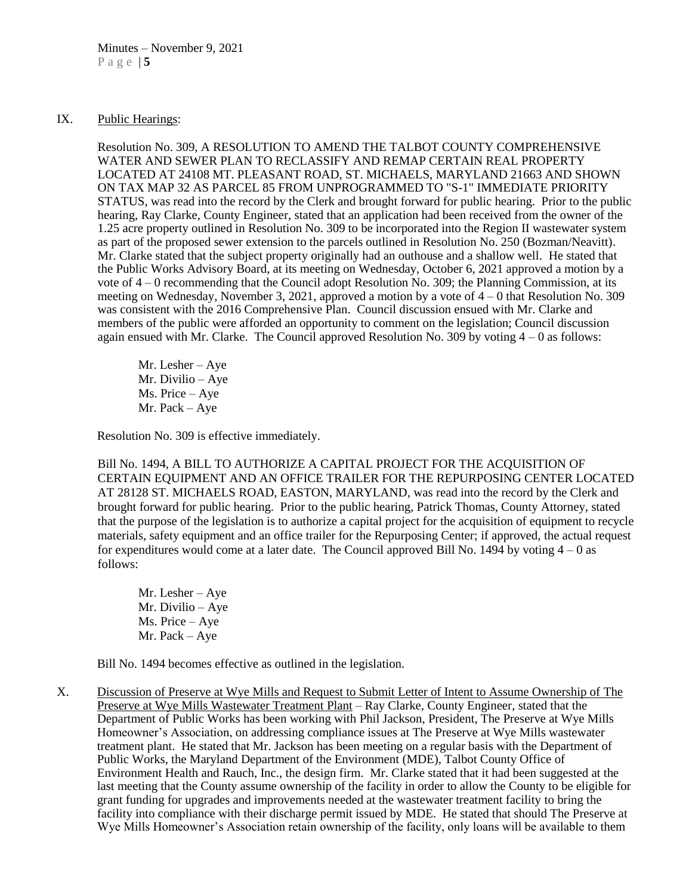IX. Public Hearings:

Resolution No. 309, A RESOLUTION TO AMEND THE TALBOT COUNTY COMPREHENSIVE WATER AND SEWER PLAN TO RECLASSIFY AND REMAP CERTAIN REAL PROPERTY LOCATED AT 24108 MT. PLEASANT ROAD, ST. MICHAELS, MARYLAND 21663 AND SHOWN ON TAX MAP 32 AS PARCEL 85 FROM UNPROGRAMMED TO "S-1" IMMEDIATE PRIORITY STATUS, was read into the record by the Clerk and brought forward for public hearing. Prior to the public hearing, Ray Clarke, County Engineer, stated that an application had been received from the owner of the 1.25 acre property outlined in Resolution No. 309 to be incorporated into the Region II wastewater system as part of the proposed sewer extension to the parcels outlined in Resolution No. 250 (Bozman/Neavitt). Mr. Clarke stated that the subject property originally had an outhouse and a shallow well. He stated that the Public Works Advisory Board, at its meeting on Wednesday, October 6, 2021 approved a motion by a vote of 4 – 0 recommending that the Council adopt Resolution No. 309; the Planning Commission, at its meeting on Wednesday, November 3, 2021, approved a motion by a vote of 4 – 0 that Resolution No. 309 was consistent with the 2016 Comprehensive Plan. Council discussion ensued with Mr. Clarke and members of the public were afforded an opportunity to comment on the legislation; Council discussion again ensued with Mr. Clarke. The Council approved Resolution No. 309 by voting 4 – 0 as follows:

Mr. Lesher – Aye
Mr. Divilio – Aye
Ms. Price – Aye
Mr. Pack – Aye

Resolution No. 309 is effective immediately.

Bill No. 1494, A BILL TO AUTHORIZE A CAPITAL PROJECT FOR THE ACQUISITION OF CERTAIN EQUIPMENT AND AN OFFICE TRAILER FOR THE REPURPOSING CENTER LOCATED AT 28128 ST. MICHAELS ROAD, EASTON, MARYLAND, was read into the record by the Clerk and brought forward for public hearing. Prior to the public hearing, Patrick Thomas, County Attorney, stated that the purpose of the legislation is to authorize a capital project for the acquisition of equipment to recycle materials, safety equipment and an office trailer for the Repurposing Center; if approved, the actual request for expenditures would come at a later date. The Council approved Bill No. 1494 by voting 4 – 0 as follows:

Mr. Lesher – Aye
Mr. Divilio – Aye
Ms. Price – Aye
Mr. Pack – Aye

Bill No. 1494 becomes effective as outlined in the legislation.

X. Discussion of Preserve at Wye Mills and Request to Submit Letter of Intent to Assume Ownership of The Preserve at Wye Mills Wastewater Treatment Plant – Ray Clarke, County Engineer, stated that the Department of Public Works has been working with Phil Jackson, President, The Preserve at Wye Mills Homeowner's Association, on addressing compliance issues at The Preserve at Wye Mills wastewater treatment plant. He stated that Mr. Jackson has been meeting on a regular basis with the Department of Public Works, the Maryland Department of the Environment (MDE), Talbot County Office of Environment Health and Rauch, Inc., the design firm. Mr. Clarke stated that it had been suggested at the last meeting that the County assume ownership of the facility in order to allow the County to be eligible for grant funding for upgrades and improvements needed at the wastewater treatment facility to bring the facility into compliance with their discharge permit issued by MDE. He stated that should The Preserve at Wye Mills Homeowner's Association retain ownership of the facility, only loans will be available to them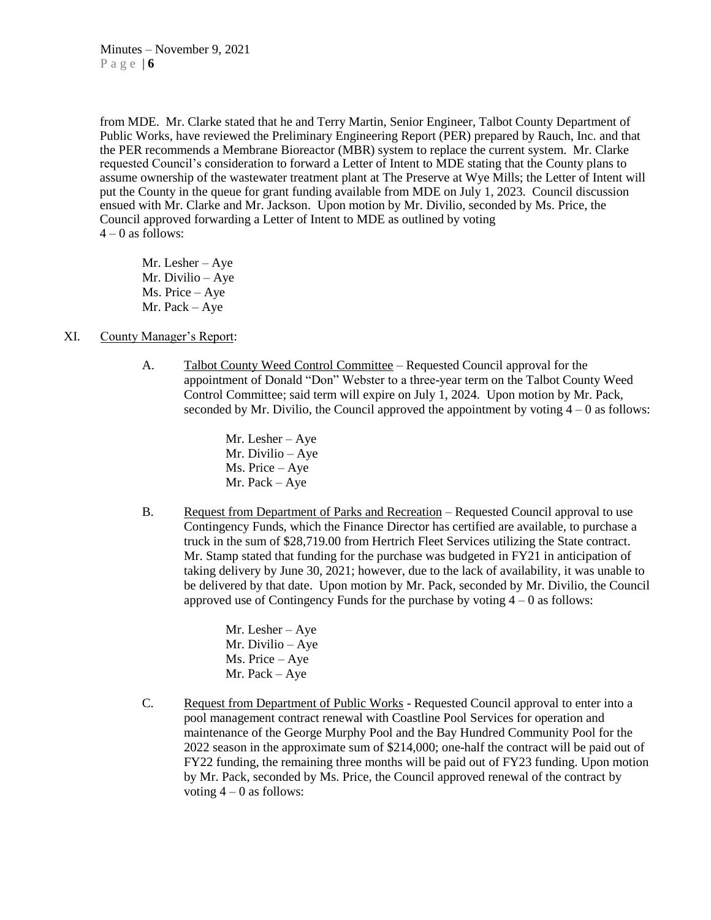from MDE. Mr. Clarke stated that he and Terry Martin, Senior Engineer, Talbot County Department of Public Works, have reviewed the Preliminary Engineering Report (PER) prepared by Rauch, Inc. and that the PER recommends a Membrane Bioreactor (MBR) system to replace the current system. Mr. Clarke requested Council's consideration to forward a Letter of Intent to MDE stating that the County plans to assume ownership of the wastewater treatment plant at The Preserve at Wye Mills; the Letter of Intent will put the County in the queue for grant funding available from MDE on July 1, 2023. Council discussion ensued with Mr. Clarke and Mr. Jackson. Upon motion by Mr. Divilio, seconded by Ms. Price, the Council approved forwarding a Letter of Intent to MDE as outlined by voting 4 – 0 as follows:

Mr. Lesher – Aye
Mr. Divilio – Aye
Ms. Price – Aye
Mr. Pack – Aye

XI. <u>County Manager's Report</u>:

A. <u>Talbot County Weed Control Committee</u> – Requested Council approval for the appointment of Donald "Don" Webster to a three-year term on the Talbot County Weed Control Committee; said term will expire on July 1, 2024. Upon motion by Mr. Pack, seconded by Mr. Divilio, the Council approved the appointment by voting 4 – 0 as follows:

Mr. Lesher – Aye
Mr. Divilio – Aye
Ms. Price – Aye
Mr. Pack – Aye

B. <u>Request from Department of Parks and Recreation</u> – Requested Council approval to use Contingency Funds, which the Finance Director has certified are available, to purchase a truck in the sum of $28,719.00 from Hertrich Fleet Services utilizing the State contract. Mr. Stamp stated that funding for the purchase was budgeted in FY21 in anticipation of taking delivery by June 30, 2021; however, due to the lack of availability, it was unable to be delivered by that date. Upon motion by Mr. Pack, seconded by Mr. Divilio, the Council approved use of Contingency Funds for the purchase by voting 4 – 0 as follows:

Mr. Lesher – Aye
Mr. Divilio – Aye
Ms. Price – Aye
Mr. Pack – Aye

C. <u>Request from Department of Public Works</u> - Requested Council approval to enter into a pool management contract renewal with Coastline Pool Services for operation and maintenance of the George Murphy Pool and the Bay Hundred Community Pool for the 2022 season in the approximate sum of $214,000; one-half the contract will be paid out of FY22 funding, the remaining three months will be paid out of FY23 funding. Upon motion by Mr. Pack, seconded by Ms. Price, the Council approved renewal of the contract by voting 4 – 0 as follows: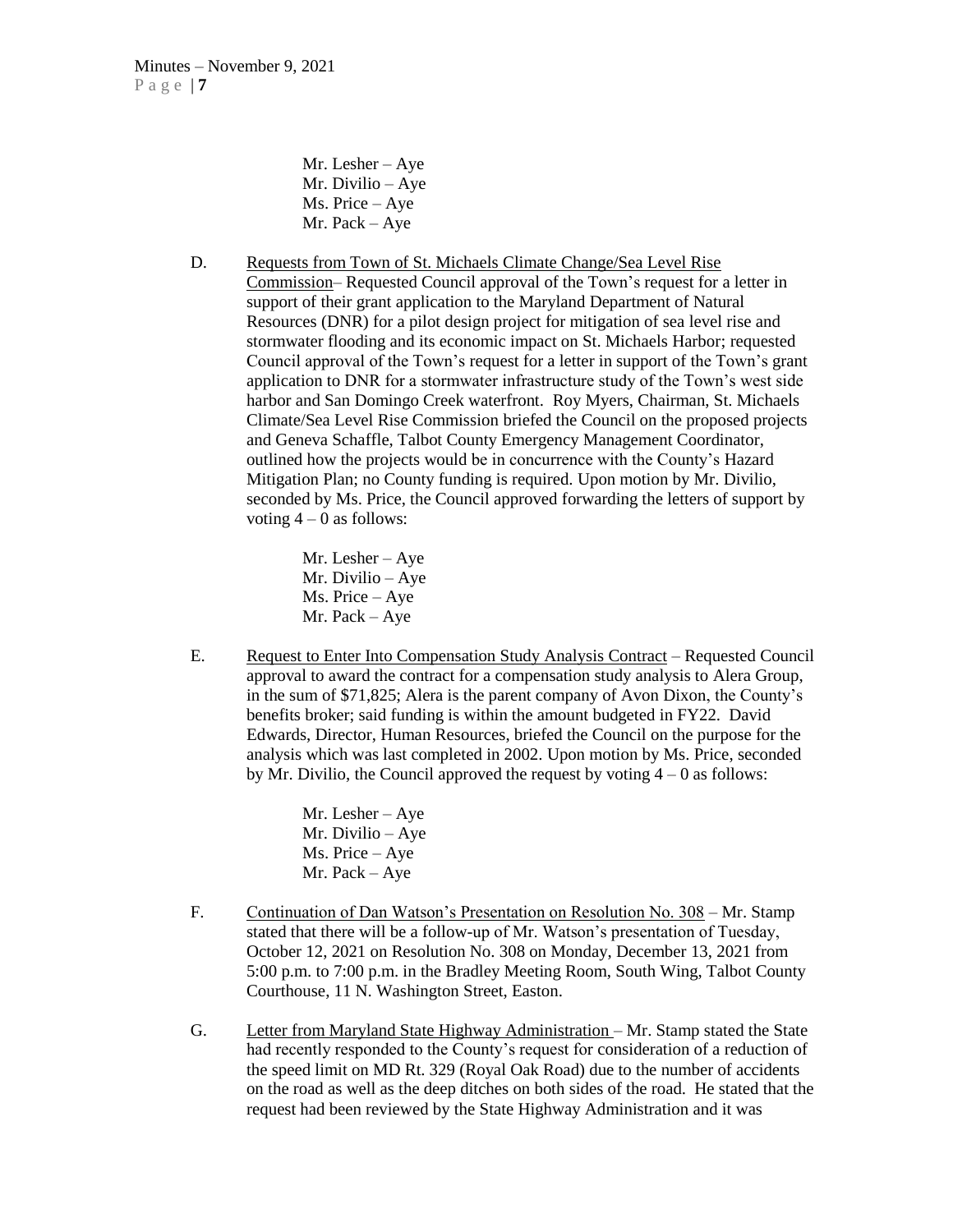Mr. Lesher – Aye
Mr. Divilio – Aye
Ms. Price – Aye
Mr. Pack – Aye

D. <u>Requests from Town of St. Michaels Climate Change/Sea Level Rise Commission</u>– Requested Council approval of the Town's request for a letter in support of their grant application to the Maryland Department of Natural Resources (DNR) for a pilot design project for mitigation of sea level rise and stormwater flooding and its economic impact on St. Michaels Harbor; requested Council approval of the Town's request for a letter in support of the Town's grant application to DNR for a stormwater infrastructure study of the Town's west side harbor and San Domingo Creek waterfront. Roy Myers, Chairman, St. Michaels Climate/Sea Level Rise Commission briefed the Council on the proposed projects and Geneva Schaffle, Talbot County Emergency Management Coordinator, outlined how the projects would be in concurrence with the County's Hazard Mitigation Plan; no County funding is required. Upon motion by Mr. Divilio, seconded by Ms. Price, the Council approved forwarding the letters of support by voting 4 – 0 as follows:

Mr. Lesher – Aye
Mr. Divilio – Aye
Ms. Price – Aye
Mr. Pack – Aye

E. <u>Request to Enter Into Compensation Study Analysis Contract</u> – Requested Council approval to award the contract for a compensation study analysis to Alera Group, in the sum of $71,825; Alera is the parent company of Avon Dixon, the County's benefits broker; said funding is within the amount budgeted in FY22. David Edwards, Director, Human Resources, briefed the Council on the purpose for the analysis which was last completed in 2002. Upon motion by Ms. Price, seconded by Mr. Divilio, the Council approved the request by voting 4 – 0 as follows:

Mr. Lesher – Aye
Mr. Divilio – Aye
Ms. Price – Aye
Mr. Pack – Aye

F. <u>Continuation of Dan Watson's Presentation on Resolution No. 308</u> – Mr. Stamp stated that there will be a follow-up of Mr. Watson's presentation of Tuesday, October 12, 2021 on Resolution No. 308 on Monday, December 13, 2021 from 5:00 p.m. to 7:00 p.m. in the Bradley Meeting Room, South Wing, Talbot County Courthouse, 11 N. Washington Street, Easton.

G. <u>Letter from Maryland State Highway Administration</u> – Mr. Stamp stated the State had recently responded to the County's request for consideration of a reduction of the speed limit on MD Rt. 329 (Royal Oak Road) due to the number of accidents on the road as well as the deep ditches on both sides of the road. He stated that the request had been reviewed by the State Highway Administration and it was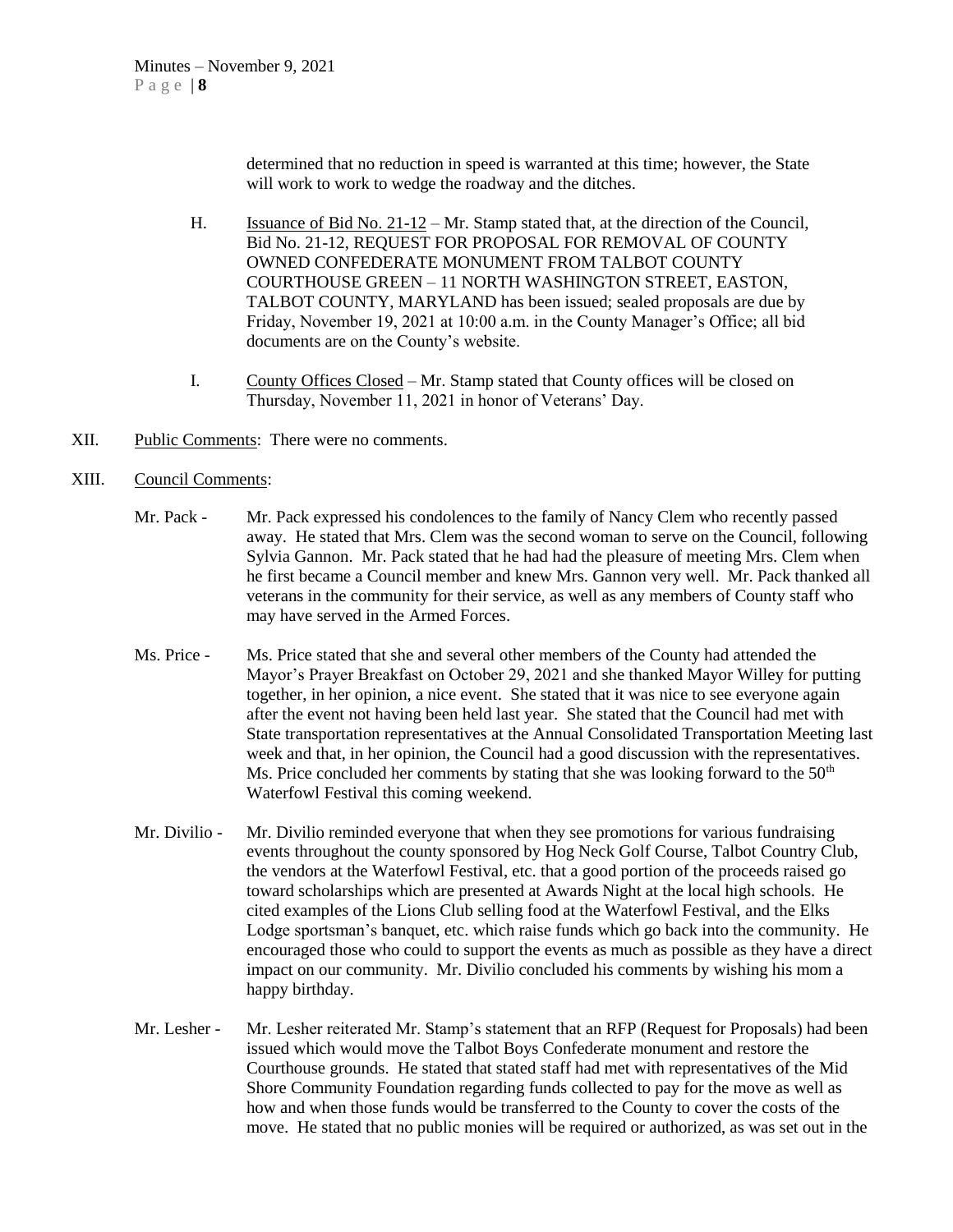determined that no reduction in speed is warranted at this time; however, the State will work to work to wedge the roadway and the ditches.

H. Issuance of Bid No. 21-12 – Mr. Stamp stated that, at the direction of the Council, Bid No. 21-12, REQUEST FOR PROPOSAL FOR REMOVAL OF COUNTY OWNED CONFEDERATE MONUMENT FROM TALBOT COUNTY COURTHOUSE GREEN – 11 NORTH WASHINGTON STREET, EASTON, TALBOT COUNTY, MARYLAND has been issued; sealed proposals are due by Friday, November 19, 2021 at 10:00 a.m. in the County Manager's Office; all bid documents are on the County's website.

I. County Offices Closed – Mr. Stamp stated that County offices will be closed on Thursday, November 11, 2021 in honor of Veterans' Day.

XII. Public Comments: There were no comments.

XIII. Council Comments:

Mr. Pack - Mr. Pack expressed his condolences to the family of Nancy Clem who recently passed away. He stated that Mrs. Clem was the second woman to serve on the Council, following Sylvia Gannon. Mr. Pack stated that he had had the pleasure of meeting Mrs. Clem when he first became a Council member and knew Mrs. Gannon very well. Mr. Pack thanked all veterans in the community for their service, as well as any members of County staff who may have served in the Armed Forces.

Ms. Price - Ms. Price stated that she and several other members of the County had attended the Mayor's Prayer Breakfast on October 29, 2021 and she thanked Mayor Willey for putting together, in her opinion, a nice event. She stated that it was nice to see everyone again after the event not having been held last year. She stated that the Council had met with State transportation representatives at the Annual Consolidated Transportation Meeting last week and that, in her opinion, the Council had a good discussion with the representatives. Ms. Price concluded her comments by stating that she was looking forward to the 50th Waterfowl Festival this coming weekend.

Mr. Divilio - Mr. Divilio reminded everyone that when they see promotions for various fundraising events throughout the county sponsored by Hog Neck Golf Course, Talbot Country Club, the vendors at the Waterfowl Festival, etc. that a good portion of the proceeds raised go toward scholarships which are presented at Awards Night at the local high schools. He cited examples of the Lions Club selling food at the Waterfowl Festival, and the Elks Lodge sportsman's banquet, etc. which raise funds which go back into the community. He encouraged those who could to support the events as much as possible as they have a direct impact on our community. Mr. Divilio concluded his comments by wishing his mom a happy birthday.

Mr. Lesher - Mr. Lesher reiterated Mr. Stamp's statement that an RFP (Request for Proposals) had been issued which would move the Talbot Boys Confederate monument and restore the Courthouse grounds. He stated that stated staff had met with representatives of the Mid Shore Community Foundation regarding funds collected to pay for the move as well as how and when those funds would be transferred to the County to cover the costs of the move. He stated that no public monies will be required or authorized, as was set out in the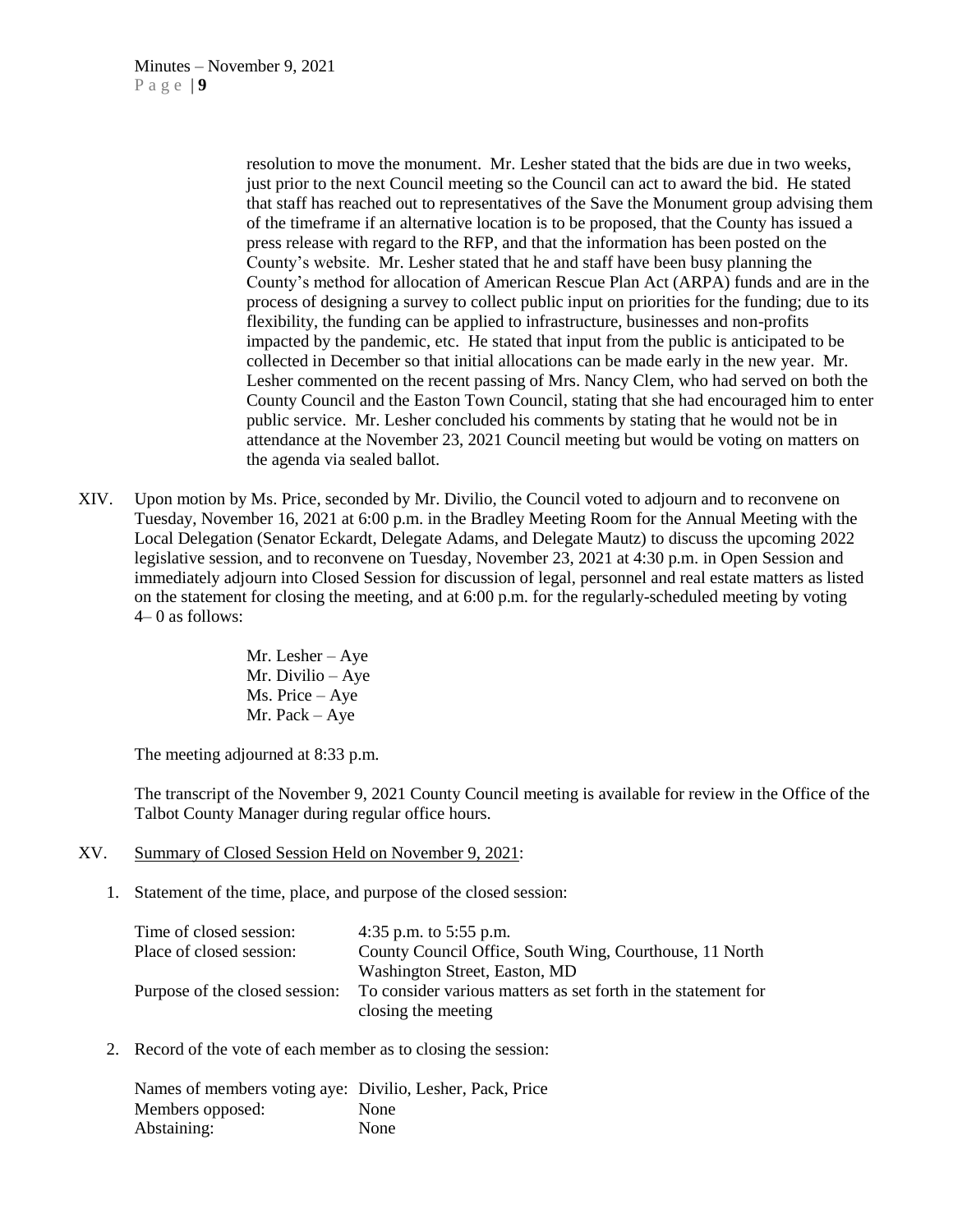resolution to move the monument. Mr. Lesher stated that the bids are due in two weeks, just prior to the next Council meeting so the Council can act to award the bid. He stated that staff has reached out to representatives of the Save the Monument group advising them of the timeframe if an alternative location is to be proposed, that the County has issued a press release with regard to the RFP, and that the information has been posted on the County's website. Mr. Lesher stated that he and staff have been busy planning the County's method for allocation of American Rescue Plan Act (ARPA) funds and are in the process of designing a survey to collect public input on priorities for the funding; due to its flexibility, the funding can be applied to infrastructure, businesses and non-profits impacted by the pandemic, etc. He stated that input from the public is anticipated to be collected in December so that initial allocations can be made early in the new year. Mr. Lesher commented on the recent passing of Mrs. Nancy Clem, who had served on both the County Council and the Easton Town Council, stating that she had encouraged him to enter public service. Mr. Lesher concluded his comments by stating that he would not be in attendance at the November 23, 2021 Council meeting but would be voting on matters on the agenda via sealed ballot.

XIV. Upon motion by Ms. Price, seconded by Mr. Divilio, the Council voted to adjourn and to reconvene on Tuesday, November 16, 2021 at 6:00 p.m. in the Bradley Meeting Room for the Annual Meeting with the Local Delegation (Senator Eckardt, Delegate Adams, and Delegate Mautz) to discuss the upcoming 2022 legislative session, and to reconvene on Tuesday, November 23, 2021 at 4:30 p.m. in Open Session and immediately adjourn into Closed Session for discussion of legal, personnel and real estate matters as listed on the statement for closing the meeting, and at 6:00 p.m. for the regularly-scheduled meeting by voting 4– 0 as follows:

Mr. Lesher – Aye
Mr. Divilio – Aye
Ms. Price – Aye
Mr. Pack – Aye

The meeting adjourned at 8:33 p.m.

The transcript of the November 9, 2021 County Council meeting is available for review in the Office of the Talbot County Manager during regular office hours.

XV. Summary of Closed Session Held on November 9, 2021:

1. Statement of the time, place, and purpose of the closed session:

| | |
|---|---|
| Time of closed session: | 4:35 p.m. to 5:55 p.m. |
| Place of closed session: | County Council Office, South Wing, Courthouse, 11 North Washington Street, Easton, MD |
| Purpose of the closed session: | To consider various matters as set forth in the statement for closing the meeting |

2. Record of the vote of each member as to closing the session:

| | |
|---|---|
| Names of members voting aye: | Divilio, Lesher, Pack, Price |
| Members opposed: | None |
| Abstaining: | None |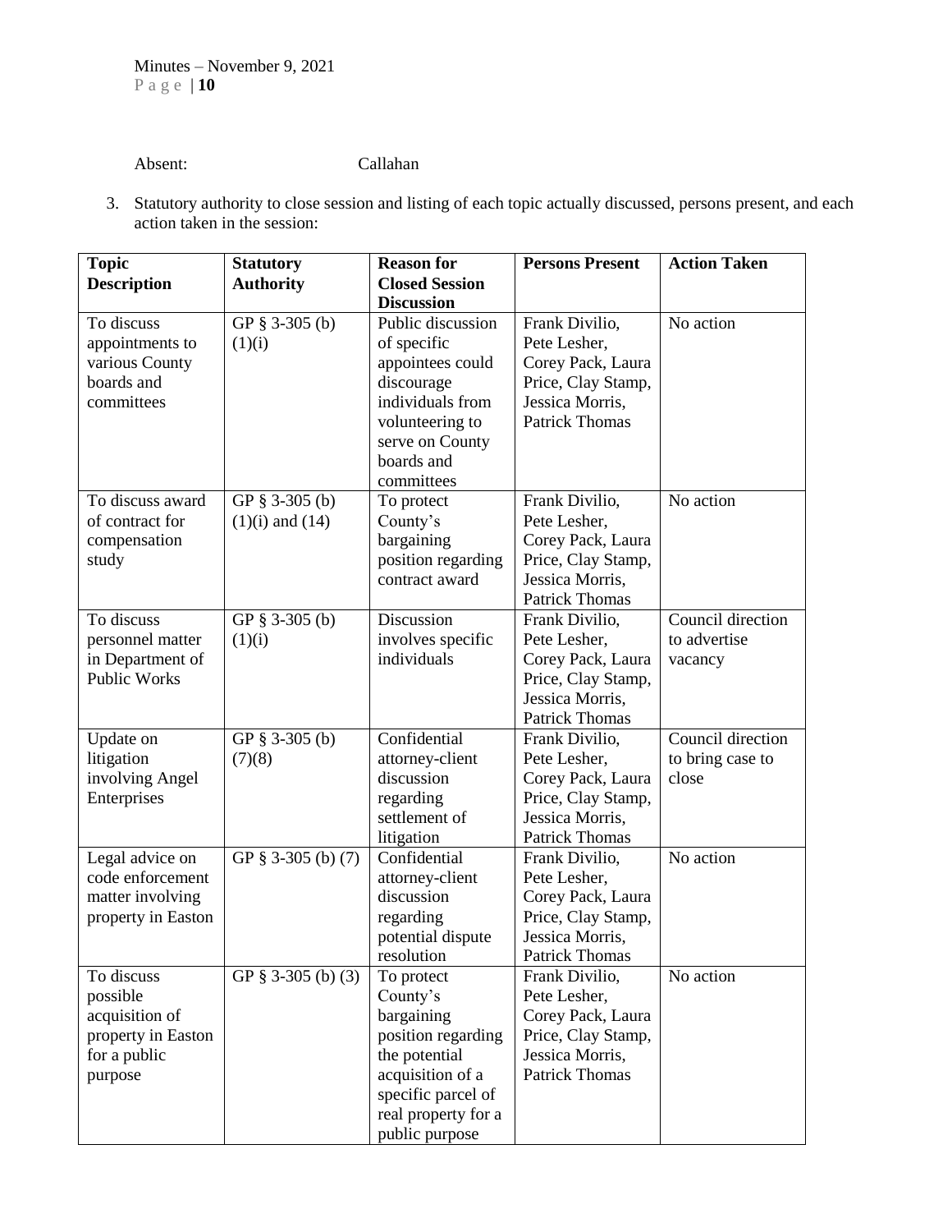Absent: Callahan

3. Statutory authority to close session and listing of each topic actually discussed, persons present, and each action taken in the session:

| Topic Description | Statutory Authority | Reason for Closed Session Discussion | Persons Present | Action Taken |
|---|---|---|---|---|
| To discuss appointments to various County boards and committees | GP § 3-305 (b) (1)(i) | Public discussion of specific appointees could discourage individuals from volunteering to serve on County boards and committees | Frank Divilio, Pete Lesher, Corey Pack, Laura Price, Clay Stamp, Jessica Morris, Patrick Thomas | No action |
| To discuss award of contract for compensation study | GP § 3-305 (b) (1)(i) and (14) | To protect County's bargaining position regarding contract award | Frank Divilio, Pete Lesher, Corey Pack, Laura Price, Clay Stamp, Jessica Morris, Patrick Thomas | No action |
| To discuss personnel matter in Department of Public Works | GP § 3-305 (b) (1)(i) | Discussion involves specific individuals | Frank Divilio, Pete Lesher, Corey Pack, Laura Price, Clay Stamp, Jessica Morris, Patrick Thomas | Council direction to advertise vacancy |
| Update on litigation involving Angel Enterprises | GP § 3-305 (b) (7)(8) | Confidential attorney-client discussion regarding settlement of litigation | Frank Divilio, Pete Lesher, Corey Pack, Laura Price, Clay Stamp, Jessica Morris, Patrick Thomas | Council direction to bring case to close |
| Legal advice on code enforcement matter involving property in Easton | GP § 3-305 (b) (7) | Confidential attorney-client discussion regarding potential dispute resolution | Frank Divilio, Pete Lesher, Corey Pack, Laura Price, Clay Stamp, Jessica Morris, Patrick Thomas | No action |
| To discuss possible acquisition of property in Easton for a public purpose | GP § 3-305 (b) (3) | To protect County's bargaining position regarding the potential acquisition of a specific parcel of real property for a public purpose | Frank Divilio, Pete Lesher, Corey Pack, Laura Price, Clay Stamp, Jessica Morris, Patrick Thomas | No action |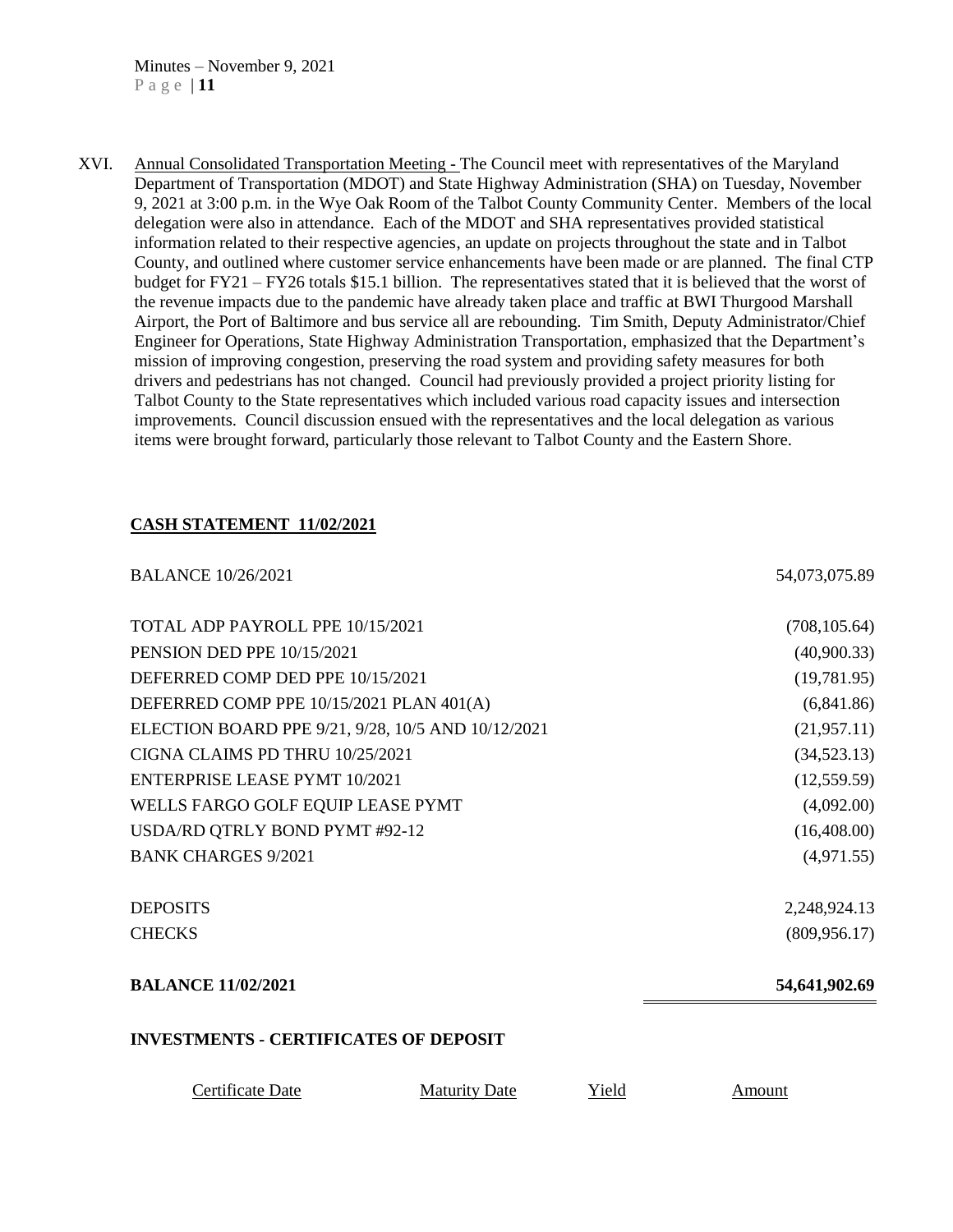XVI. Annual Consolidated Transportation Meeting - The Council meet with representatives of the Maryland Department of Transportation (MDOT) and State Highway Administration (SHA) on Tuesday, November 9, 2021 at 3:00 p.m. in the Wye Oak Room of the Talbot County Community Center. Members of the local delegation were also in attendance. Each of the MDOT and SHA representatives provided statistical information related to their respective agencies, an update on projects throughout the state and in Talbot County, and outlined where customer service enhancements have been made or are planned. The final CTP budget for FY21 – FY26 totals $15.1 billion. The representatives stated that it is believed that the worst of the revenue impacts due to the pandemic have already taken place and traffic at BWI Thurgood Marshall Airport, the Port of Baltimore and bus service all are rebounding. Tim Smith, Deputy Administrator/Chief Engineer for Operations, State Highway Administration Transportation, emphasized that the Department's mission of improving congestion, preserving the road system and providing safety measures for both drivers and pedestrians has not changed. Council had previously provided a project priority listing for Talbot County to the State representatives which included various road capacity issues and intersection improvements. Council discussion ensued with the representatives and the local delegation as various items were brought forward, particularly those relevant to Talbot County and the Eastern Shore.

**CASH STATEMENT 11/02/2021**

| | |
|---|---:|
| BALANCE 10/26/2021 | 54,073,075.89 |
| TOTAL ADP PAYROLL PPE 10/15/2021 | (708,105.64) |
| PENSION DED PPE 10/15/2021 | (40,900.33) |
| DEFERRED COMP DED PPE 10/15/2021 | (19,781.95) |
| DEFERRED COMP PPE 10/15/2021 PLAN 401(A) | (6,841.86) |
| ELECTION BOARD PPE 9/21, 9/28, 10/5 AND 10/12/2021 | (21,957.11) |
| CIGNA CLAIMS PD THRU 10/25/2021 | (34,523.13) |
| ENTERPRISE LEASE PYMT 10/2021 | (12,559.59) |
| WELLS FARGO GOLF EQUIP LEASE PYMT | (4,092.00) |
| USDA/RD QTRLY BOND PYMT #92-12 | (16,408.00) |
| BANK CHARGES 9/2021 | (4,971.55) |
| DEPOSITS | 2,248,924.13 |
| CHECKS | (809,956.17) |
| **BALANCE 11/02/2021** | **54,641,902.69** |

**INVESTMENTS - CERTIFICATES OF DEPOSIT**

| Certificate Date | Maturity Date | Yield | Amount |
|---|---|---|---|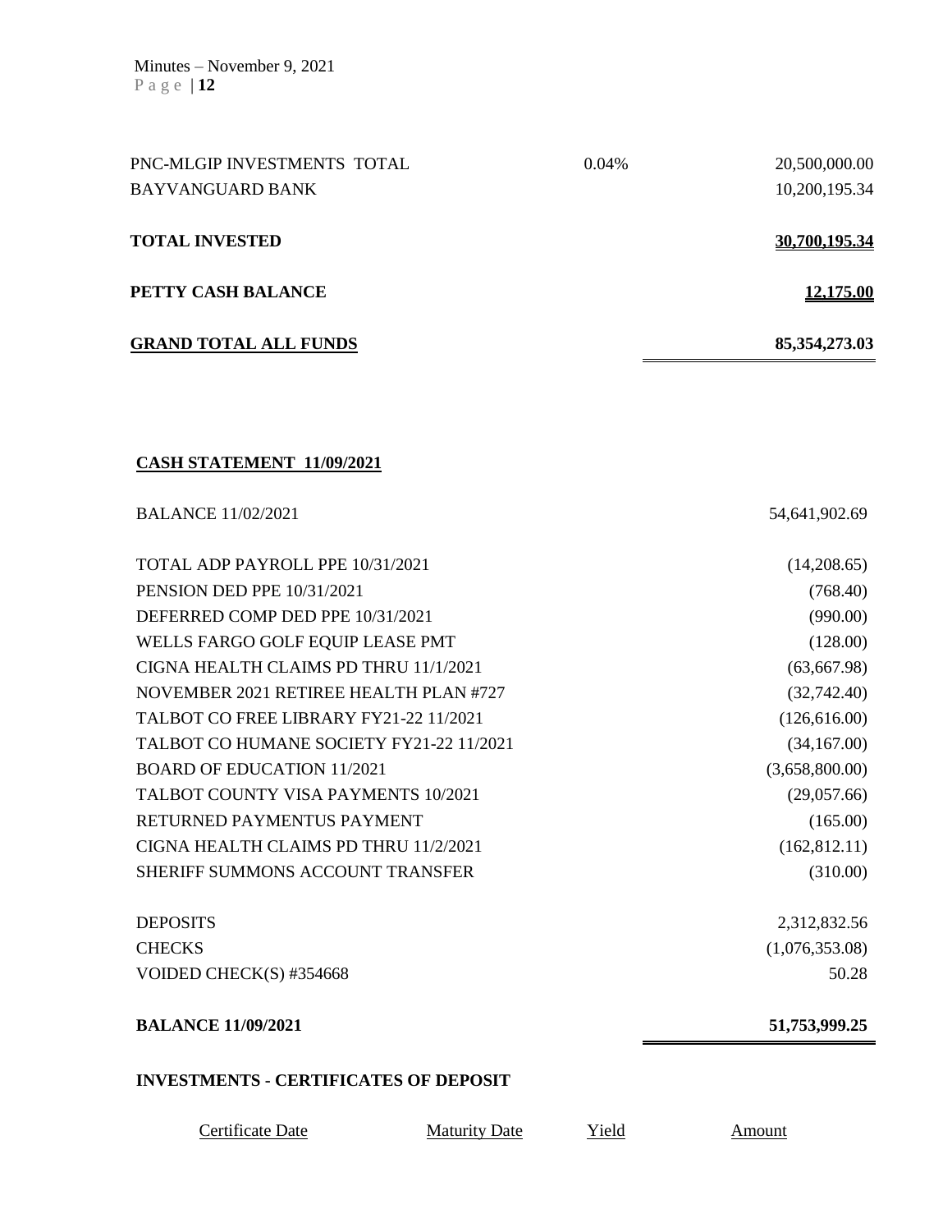| | | |
|---|---|---|
| PNC-MLGIP INVESTMENTS TOTAL | 0.04% | 20,500,000.00 |
| BAYVANGUARD BANK | | 10,200,195.34 |
| **TOTAL INVESTED** | | **30,700,195.34** |
| **PETTY CASH BALANCE** | | **12,175.00** |
| **GRAND TOTAL ALL FUNDS** | | **85,354,273.03** |

**CASH STATEMENT 11/09/2021**

| | |
|---|---|
| BALANCE 11/02/2021 | 54,641,902.69 |
| TOTAL ADP PAYROLL PPE 10/31/2021 | (14,208.65) |
| PENSION DED PPE 10/31/2021 | (768.40) |
| DEFERRED COMP DED PPE 10/31/2021 | (990.00) |
| WELLS FARGO GOLF EQUIP LEASE PMT | (128.00) |
| CIGNA HEALTH CLAIMS PD THRU 11/1/2021 | (63,667.98) |
| NOVEMBER 2021 RETIREE HEALTH PLAN #727 | (32,742.40) |
| TALBOT CO FREE LIBRARY FY21-22 11/2021 | (126,616.00) |
| TALBOT CO HUMANE SOCIETY FY21-22 11/2021 | (34,167.00) |
| BOARD OF EDUCATION 11/2021 | (3,658,800.00) |
| TALBOT COUNTY VISA PAYMENTS 10/2021 | (29,057.66) |
| RETURNED PAYMENTUS PAYMENT | (165.00) |
| CIGNA HEALTH CLAIMS PD THRU 11/2/2021 | (162,812.11) |
| SHERIFF SUMMONS ACCOUNT TRANSFER | (310.00) |
| DEPOSITS | 2,312,832.56 |
| CHECKS | (1,076,353.08) |
| VOIDED CHECK(S) #354668 | 50.28 |
| **BALANCE 11/09/2021** | **51,753,999.25** |

**INVESTMENTS - CERTIFICATES OF DEPOSIT**

| Certificate Date | Maturity Date | Yield | Amount |
|---|---|---|---|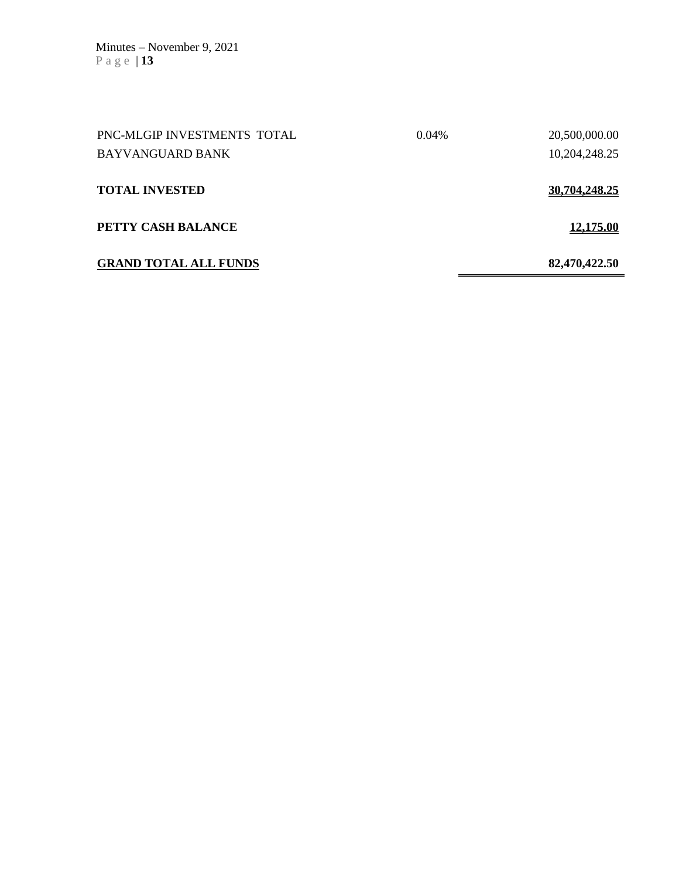| | | |
|---|---|---|
| PNC-MLGIP INVESTMENTS TOTAL | 0.04% | 20,500,000.00 |
| BAYVANGUARD BANK | | 10,204,248.25 |
| **TOTAL INVESTED** | | **30,704,248.25** |
| **PETTY CASH BALANCE** | | **12,175.00** |
| **GRAND TOTAL ALL FUNDS** | | **82,470,422.50** |